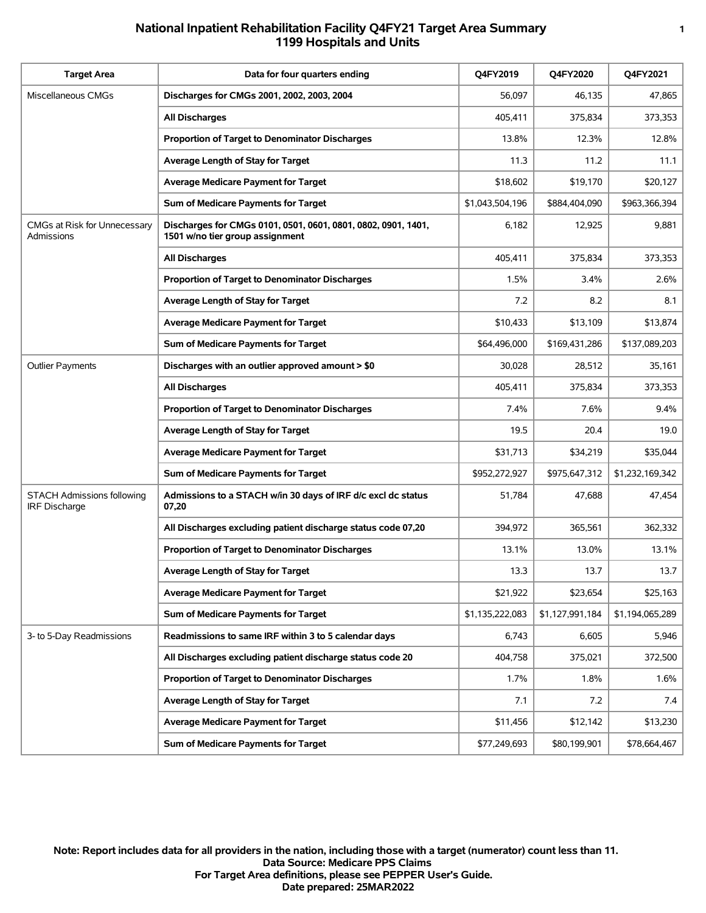# National Inpatient Rehabilitation Facility Q4FY21 Target Area Summary
## 1199 Hospitals and Units

| Target Area | Data for four quarters ending | Q4FY2019 | Q4FY2020 | Q4FY2021 |
|---|---|---|---|---|
| Miscellaneous CMGs | **Discharges for CMGs 2001, 2002, 2003, 2004** | 56,097 | 46,135 | 47,865 |
| | **All Discharges** | 405,411 | 375,834 | 373,353 |
| | **Proportion of Target to Denominator Discharges** | 13.8% | 12.3% | 12.8% |
| | **Average Length of Stay for Target** | 11.3 | 11.2 | 11.1 |
| | **Average Medicare Payment for Target** | $18,602 | $19,170 | $20,127 |
| | **Sum of Medicare Payments for Target** | $1,043,504,196 | $884,404,090 | $963,366,394 |
| CMGs at Risk for Unnecessary Admissions | **Discharges for CMGs 0101, 0501, 0601, 0801, 0802, 0901, 1401, 1501 w/no tier group assignment** | 6,182 | 12,925 | 9,881 |
| | **All Discharges** | 405,411 | 375,834 | 373,353 |
| | **Proportion of Target to Denominator Discharges** | 1.5% | 3.4% | 2.6% |
| | **Average Length of Stay for Target** | 7.2 | 8.2 | 8.1 |
| | **Average Medicare Payment for Target** | $10,433 | $13,109 | $13,874 |
| | **Sum of Medicare Payments for Target** | $64,496,000 | $169,431,286 | $137,089,203 |
| Outlier Payments | **Discharges with an outlier approved amount > $0** | 30,028 | 28,512 | 35,161 |
| | **All Discharges** | 405,411 | 375,834 | 373,353 |
| | **Proportion of Target to Denominator Discharges** | 7.4% | 7.6% | 9.4% |
| | **Average Length of Stay for Target** | 19.5 | 20.4 | 19.0 |
| | **Average Medicare Payment for Target** | $31,713 | $34,219 | $35,044 |
| | **Sum of Medicare Payments for Target** | $952,272,927 | $975,647,312 | $1,232,169,342 |
| STACH Admissions following IRF Discharge | **Admissions to a STACH w/in 30 days of IRF d/c excl dc status 07,20** | 51,784 | 47,688 | 47,454 |
| | **All Discharges excluding patient discharge status code 07,20** | 394,972 | 365,561 | 362,332 |
| | **Proportion of Target to Denominator Discharges** | 13.1% | 13.0% | 13.1% |
| | **Average Length of Stay for Target** | 13.3 | 13.7 | 13.7 |
| | **Average Medicare Payment for Target** | $21,922 | $23,654 | $25,163 |
| | **Sum of Medicare Payments for Target** | $1,135,222,083 | $1,127,991,184 | $1,194,065,289 |
| 3- to 5-Day Readmissions | **Readmissions to same IRF within 3 to 5 calendar days** | 6,743 | 6,605 | 5,946 |
| | **All Discharges excluding patient discharge status code 20** | 404,758 | 375,021 | 372,500 |
| | **Proportion of Target to Denominator Discharges** | 1.7% | 1.8% | 1.6% |
| | **Average Length of Stay for Target** | 7.1 | 7.2 | 7.4 |
| | **Average Medicare Payment for Target** | $11,456 | $12,142 | $13,230 |
| | **Sum of Medicare Payments for Target** | $77,249,693 | $80,199,901 | $78,664,467 |

**Note: Report includes data for all providers in the nation, including those with a target (numerator) count less than 11.**
**Data Source: Medicare PPS Claims**
**For Target Area definitions, please see PEPPER User's Guide.**
**Date prepared: 25MAR2022**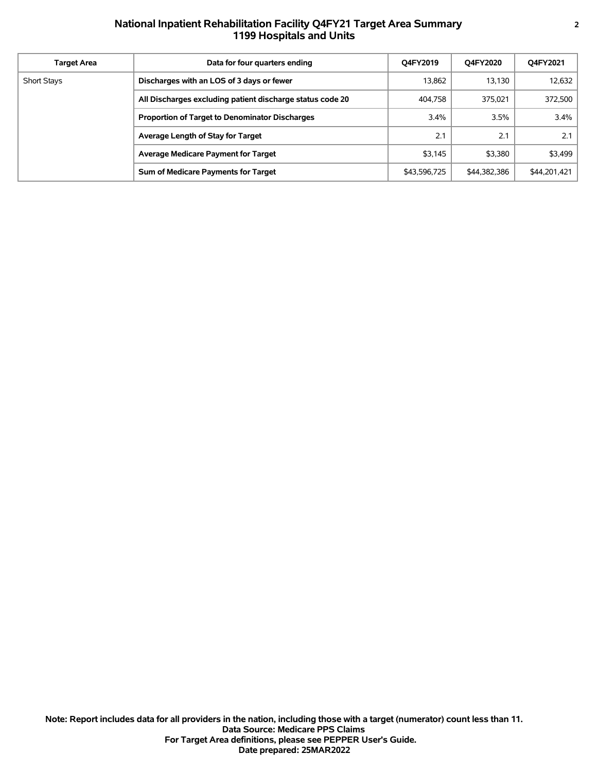# National Inpatient Rehabilitation Facility Q4FY21 Target Area Summary
## 1199 Hospitals and Units

| Target Area | Data for four quarters ending | Q4FY2019 | Q4FY2020 | Q4FY2021 |
|---|---|---|---|---|
| Short Stays | **Discharges with an LOS of 3 days or fewer** | 13,862 | 13,130 | 12,632 |
| | **All Discharges excluding patient discharge status code 20** | 404,758 | 375,021 | 372,500 |
| | **Proportion of Target to Denominator Discharges** | 3.4% | 3.5% | 3.4% |
| | **Average Length of Stay for Target** | 2.1 | 2.1 | 2.1 |
| | **Average Medicare Payment for Target** | $3,145 | $3,380 | $3,499 |
| | **Sum of Medicare Payments for Target** | $43,596,725 | $44,382,386 | $44,201,421 |

**Note: Report includes data for all providers in the nation, including those with a target (numerator) count less than 11.**
**Data Source: Medicare PPS Claims**
**For Target Area definitions, please see PEPPER User's Guide.**
**Date prepared: 25MAR2022**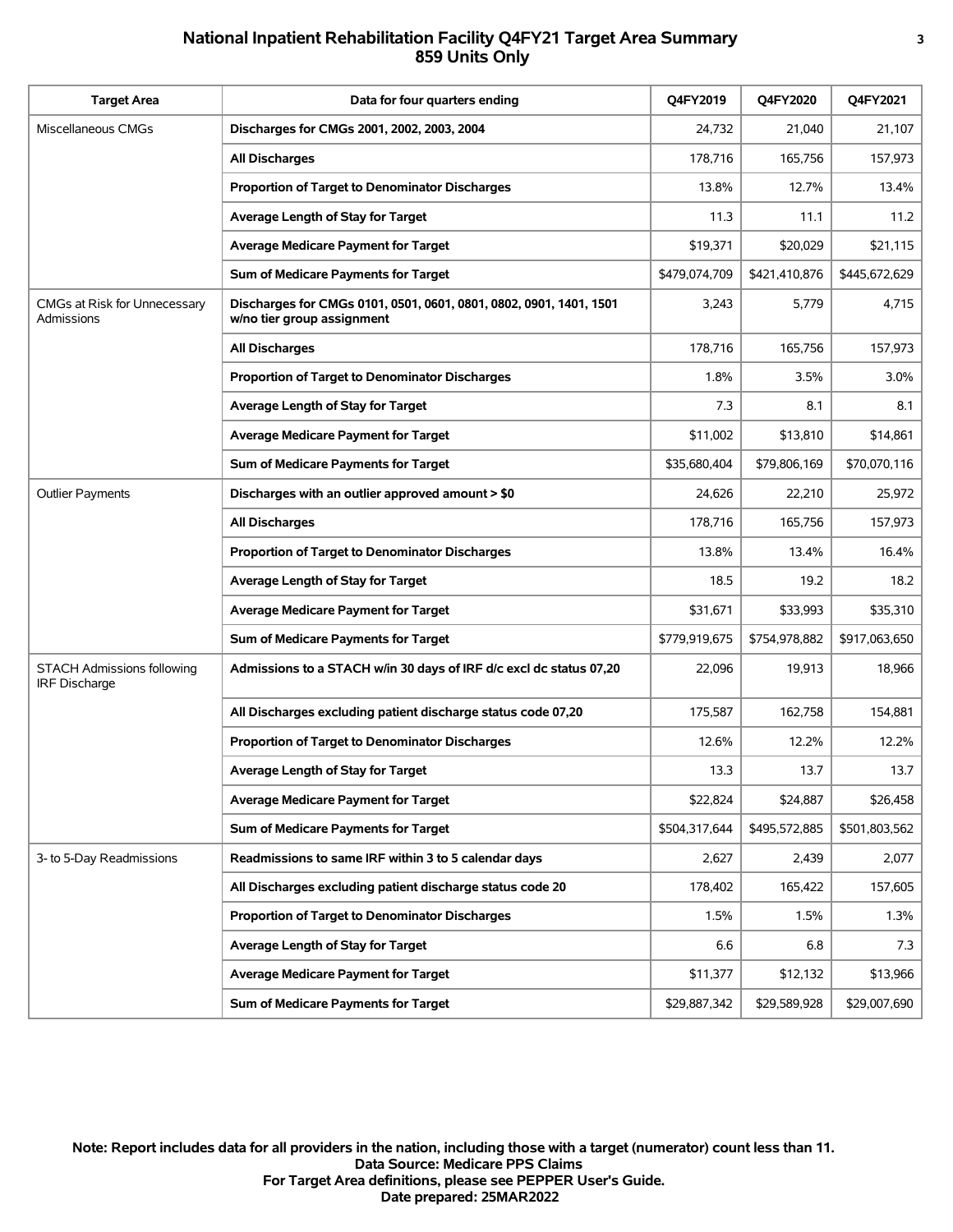# National Inpatient Rehabilitation Facility Q4FY21 Target Area Summary
## 859 Units Only

| Target Area | Data for four quarters ending | Q4FY2019 | Q4FY2020 | Q4FY2021 |
|---|---|---|---|---|
| Miscellaneous CMGs | **Discharges for CMGs 2001, 2002, 2003, 2004** | 24,732 | 21,040 | 21,107 |
| | **All Discharges** | 178,716 | 165,756 | 157,973 |
| | **Proportion of Target to Denominator Discharges** | 13.8% | 12.7% | 13.4% |
| | **Average Length of Stay for Target** | 11.3 | 11.1 | 11.2 |
| | **Average Medicare Payment for Target** | $19,371 | $20,029 | $21,115 |
| | **Sum of Medicare Payments for Target** | $479,074,709 | $421,410,876 | $445,672,629 |
| CMGs at Risk for Unnecessary Admissions | **Discharges for CMGs 0101, 0501, 0601, 0801, 0802, 0901, 1401, 1501 w/no tier group assignment** | 3,243 | 5,779 | 4,715 |
| | **All Discharges** | 178,716 | 165,756 | 157,973 |
| | **Proportion of Target to Denominator Discharges** | 1.8% | 3.5% | 3.0% |
| | **Average Length of Stay for Target** | 7.3 | 8.1 | 8.1 |
| | **Average Medicare Payment for Target** | $11,002 | $13,810 | $14,861 |
| | **Sum of Medicare Payments for Target** | $35,680,404 | $79,806,169 | $70,070,116 |
| Outlier Payments | **Discharges with an outlier approved amount > $0** | 24,626 | 22,210 | 25,972 |
| | **All Discharges** | 178,716 | 165,756 | 157,973 |
| | **Proportion of Target to Denominator Discharges** | 13.8% | 13.4% | 16.4% |
| | **Average Length of Stay for Target** | 18.5 | 19.2 | 18.2 |
| | **Average Medicare Payment for Target** | $31,671 | $33,993 | $35,310 |
| | **Sum of Medicare Payments for Target** | $779,919,675 | $754,978,882 | $917,063,650 |
| STACH Admissions following IRF Discharge | **Admissions to a STACH w/in 30 days of IRF d/c excl dc status 07,20** | 22,096 | 19,913 | 18,966 |
| | **All Discharges excluding patient discharge status code 07,20** | 175,587 | 162,758 | 154,881 |
| | **Proportion of Target to Denominator Discharges** | 12.6% | 12.2% | 12.2% |
| | **Average Length of Stay for Target** | 13.3 | 13.7 | 13.7 |
| | **Average Medicare Payment for Target** | $22,824 | $24,887 | $26,458 |
| | **Sum of Medicare Payments for Target** | $504,317,644 | $495,572,885 | $501,803,562 |
| 3- to 5-Day Readmissions | **Readmissions to same IRF within 3 to 5 calendar days** | 2,627 | 2,439 | 2,077 |
| | **All Discharges excluding patient discharge status code 20** | 178,402 | 165,422 | 157,605 |
| | **Proportion of Target to Denominator Discharges** | 1.5% | 1.5% | 1.3% |
| | **Average Length of Stay for Target** | 6.6 | 6.8 | 7.3 |
| | **Average Medicare Payment for Target** | $11,377 | $12,132 | $13,966 |
| | **Sum of Medicare Payments for Target** | $29,887,342 | $29,589,928 | $29,007,690 |

**Note: Report includes data for all providers in the nation, including those with a target (numerator) count less than 11.**
**Data Source: Medicare PPS Claims**
**For Target Area definitions, please see PEPPER User's Guide.**
**Date prepared: 25MAR2022**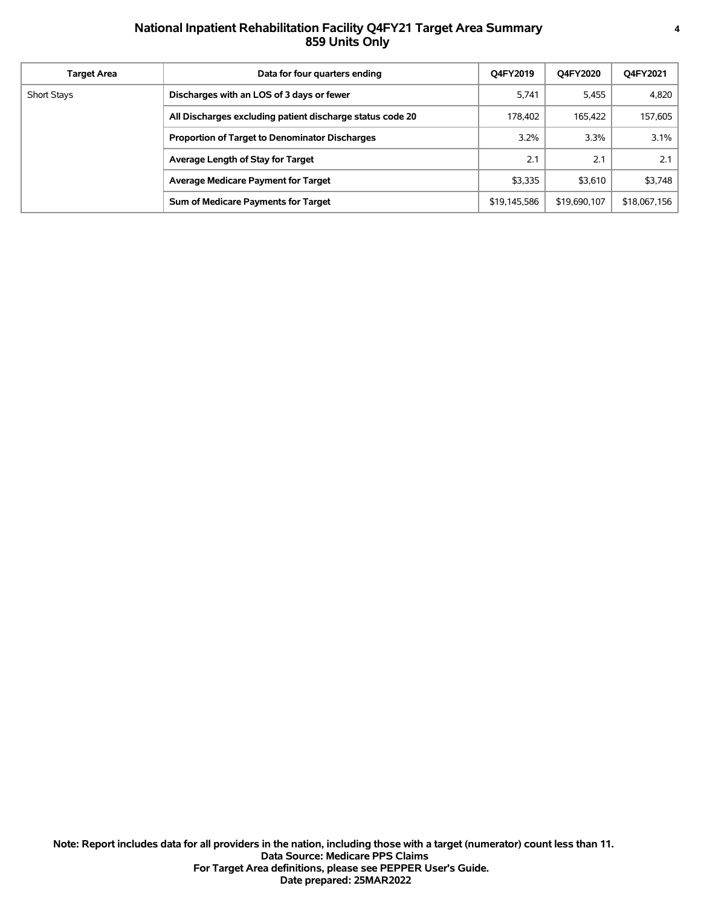# National Inpatient Rehabilitation Facility Q4FY21 Target Area Summary
## 859 Units Only

| Target Area | Data for four quarters ending | Q4FY2019 | Q4FY2020 | Q4FY2021 |
|---|---|---|---|---|
| Short Stays | **Discharges with an LOS of 3 days or fewer** | 5,741 | 5,455 | 4,820 |
| | **All Discharges excluding patient discharge status code 20** | 178,402 | 165,422 | 157,605 |
| | **Proportion of Target to Denominator Discharges** | 3.2% | 3.3% | 3.1% |
| | **Average Length of Stay for Target** | 2.1 | 2.1 | 2.1 |
| | **Average Medicare Payment for Target** | $3,335 | $3,610 | $3,748 |
| | **Sum of Medicare Payments for Target** | $19,145,586 | $19,690,107 | $18,067,156 |

**Note: Report includes data for all providers in the nation, including those with a target (numerator) count less than 11.**
**Data Source: Medicare PPS Claims**
**For Target Area definitions, please see PEPPER User's Guide.**
**Date prepared: 25MAR2022**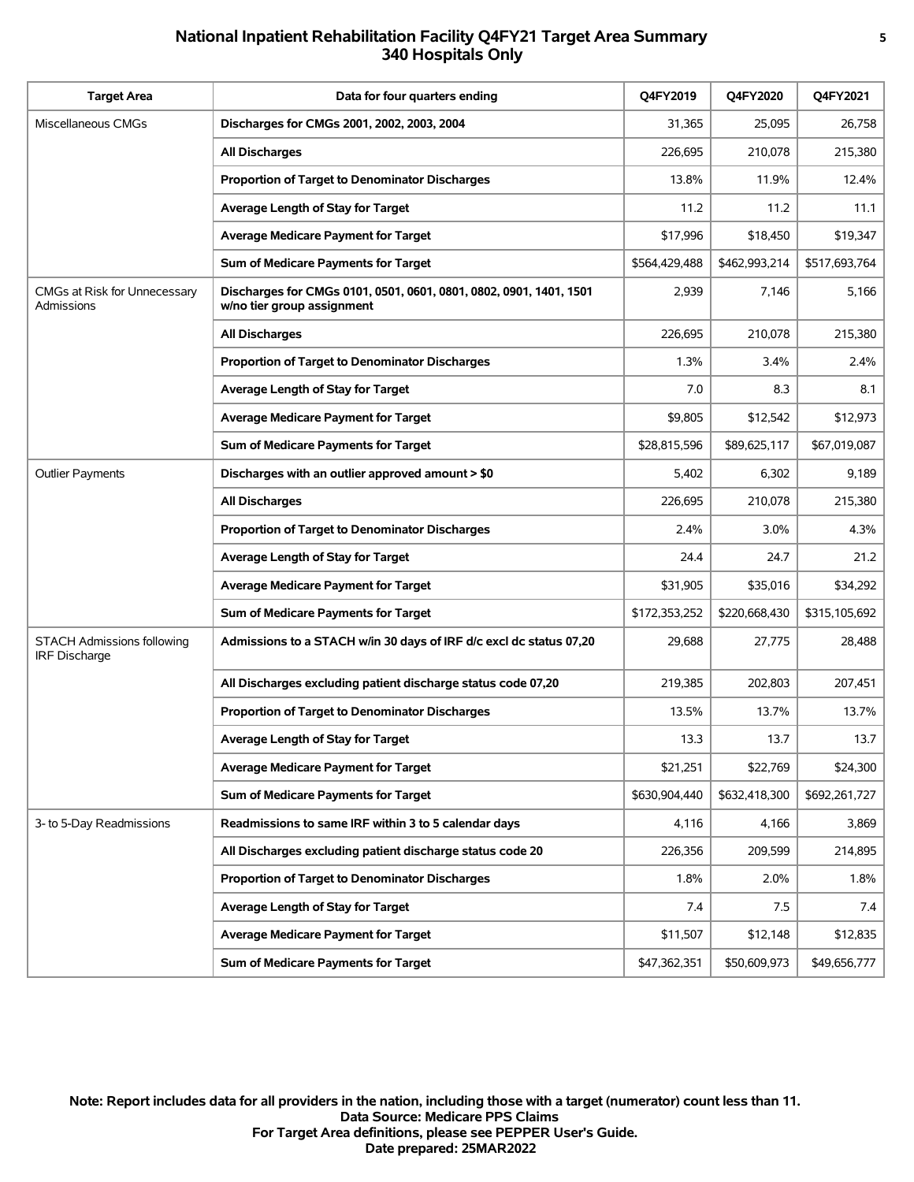## National Inpatient Rehabilitation Facility Q4FY21 Target Area Summary
### 340 Hospitals Only

| Target Area | Data for four quarters ending | Q4FY2019 | Q4FY2020 | Q4FY2021 |
|---|---|---|---|---|
| Miscellaneous CMGs | **Discharges for CMGs 2001, 2002, 2003, 2004** | 31,365 | 25,095 | 26,758 |
| | **All Discharges** | 226,695 | 210,078 | 215,380 |
| | **Proportion of Target to Denominator Discharges** | 13.8% | 11.9% | 12.4% |
| | **Average Length of Stay for Target** | 11.2 | 11.2 | 11.1 |
| | **Average Medicare Payment for Target** | $17,996 | $18,450 | $19,347 |
| | **Sum of Medicare Payments for Target** | $564,429,488 | $462,993,214 | $517,693,764 |
| CMGs at Risk for Unnecessary Admissions | **Discharges for CMGs 0101, 0501, 0601, 0801, 0802, 0901, 1401, 1501 w/no tier group assignment** | 2,939 | 7,146 | 5,166 |
| | **All Discharges** | 226,695 | 210,078 | 215,380 |
| | **Proportion of Target to Denominator Discharges** | 1.3% | 3.4% | 2.4% |
| | **Average Length of Stay for Target** | 7.0 | 8.3 | 8.1 |
| | **Average Medicare Payment for Target** | $9,805 | $12,542 | $12,973 |
| | **Sum of Medicare Payments for Target** | $28,815,596 | $89,625,117 | $67,019,087 |
| Outlier Payments | **Discharges with an outlier approved amount > $0** | 5,402 | 6,302 | 9,189 |
| | **All Discharges** | 226,695 | 210,078 | 215,380 |
| | **Proportion of Target to Denominator Discharges** | 2.4% | 3.0% | 4.3% |
| | **Average Length of Stay for Target** | 24.4 | 24.7 | 21.2 |
| | **Average Medicare Payment for Target** | $31,905 | $35,016 | $34,292 |
| | **Sum of Medicare Payments for Target** | $172,353,252 | $220,668,430 | $315,105,692 |
| STACH Admissions following IRF Discharge | **Admissions to a STACH w/in 30 days of IRF d/c excl dc status 07,20** | 29,688 | 27,775 | 28,488 |
| | **All Discharges excluding patient discharge status code 07,20** | 219,385 | 202,803 | 207,451 |
| | **Proportion of Target to Denominator Discharges** | 13.5% | 13.7% | 13.7% |
| | **Average Length of Stay for Target** | 13.3 | 13.7 | 13.7 |
| | **Average Medicare Payment for Target** | $21,251 | $22,769 | $24,300 |
| | **Sum of Medicare Payments for Target** | $630,904,440 | $632,418,300 | $692,261,727 |
| 3- to 5-Day Readmissions | **Readmissions to same IRF within 3 to 5 calendar days** | 4,116 | 4,166 | 3,869 |
| | **All Discharges excluding patient discharge status code 20** | 226,356 | 209,599 | 214,895 |
| | **Proportion of Target to Denominator Discharges** | 1.8% | 2.0% | 1.8% |
| | **Average Length of Stay for Target** | 7.4 | 7.5 | 7.4 |
| | **Average Medicare Payment for Target** | $11,507 | $12,148 | $12,835 |
| | **Sum of Medicare Payments for Target** | $47,362,351 | $50,609,973 | $49,656,777 |

**Note: Report includes data for all providers in the nation, including those with a target (numerator) count less than 11.**
**Data Source: Medicare PPS Claims**
**For Target Area definitions, please see PEPPER User's Guide.**
**Date prepared: 25MAR2022**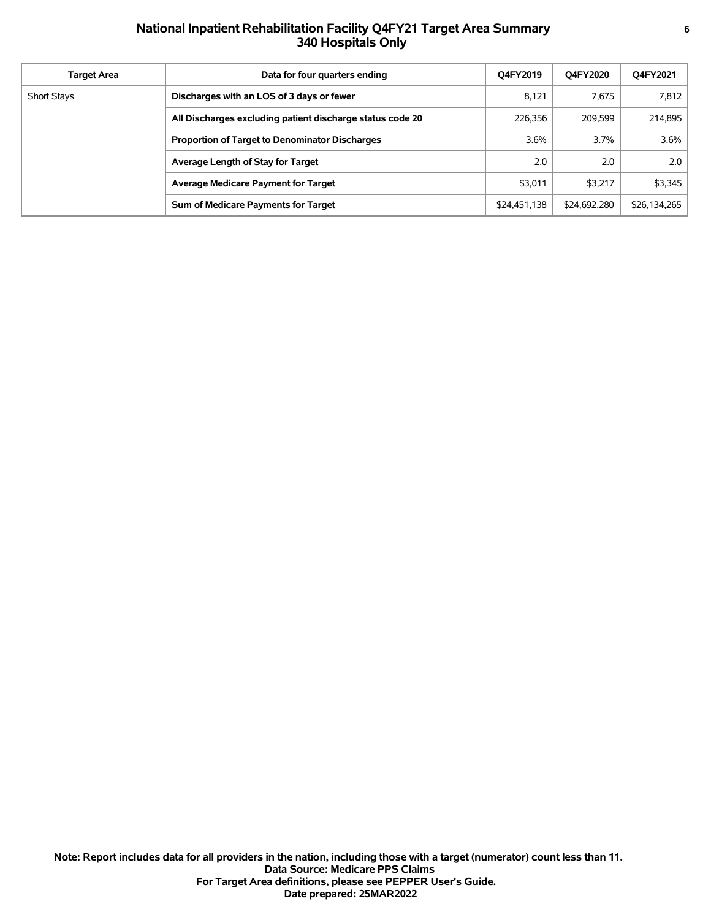# National Inpatient Rehabilitation Facility Q4FY21 Target Area Summary
## 340 Hospitals Only

| Target Area | Data for four quarters ending | Q4FY2019 | Q4FY2020 | Q4FY2021 |
|---|---|---|---|---|
| Short Stays | **Discharges with an LOS of 3 days or fewer** | 8,121 | 7,675 | 7,812 |
| | **All Discharges excluding patient discharge status code 20** | 226,356 | 209,599 | 214,895 |
| | **Proportion of Target to Denominator Discharges** | 3.6% | 3.7% | 3.6% |
| | **Average Length of Stay for Target** | 2.0 | 2.0 | 2.0 |
| | **Average Medicare Payment for Target** | $3,011 | $3,217 | $3,345 |
| | **Sum of Medicare Payments for Target** | $24,451,138 | $24,692,280 | $26,134,265 |

**Note: Report includes data for all providers in the nation, including those with a target (numerator) count less than 11.**
**Data Source: Medicare PPS Claims**
**For Target Area definitions, please see PEPPER User's Guide.**
**Date prepared: 25MAR2022**